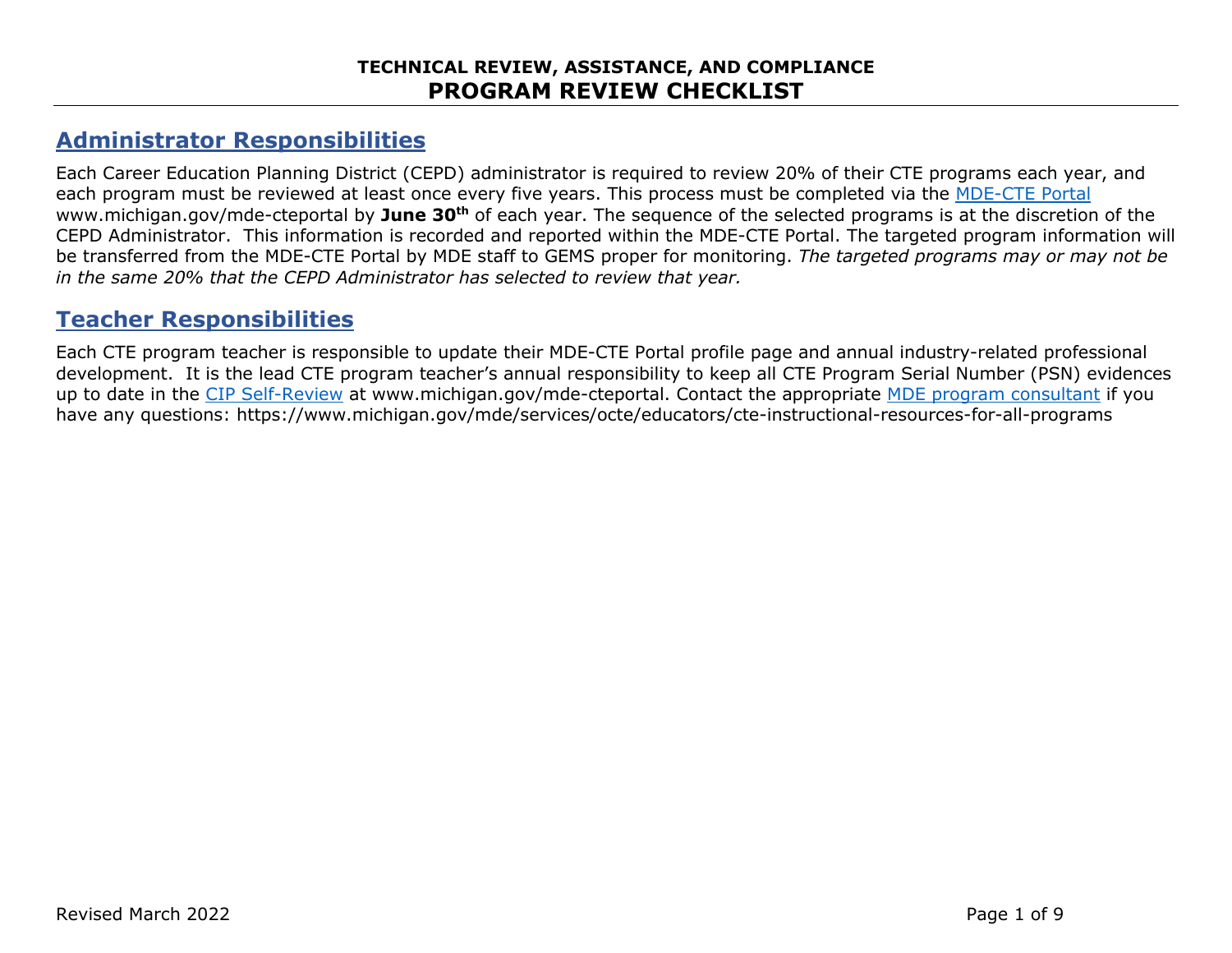**TECHNICAL REVIEW, ASSISTANCE, AND COMPLIANCE**

# PROGRAM REVIEW CHECKLIST

## Administrator Responsibilities

Each Career Education Planning District (CEPD) administrator is required to review 20% of their CTE programs each year, and each program must be reviewed at least once every five years. This process must be completed via the [MDE-CTE Portal](www.michigan.gov/mde-cteportal) www.michigan.gov/mde-cteportal by **June 30th** of each year. The sequence of the selected programs is at the discretion of the CEPD Administrator. This information is recorded and reported within the MDE-CTE Portal. The targeted program information will be transferred from the MDE-CTE Portal by MDE staff to GEMS proper for monitoring. *The targeted programs may or may not be in the same 20% that the CEPD Administrator has selected to review that year.*

## Teacher Responsibilities

Each CTE program teacher is responsible to update their MDE-CTE Portal profile page and annual industry-related professional development. It is the lead CTE program teacher's annual responsibility to keep all CTE Program Serial Number (PSN) evidences up to date in the [CIP Self-Review](www.michigan.gov/mde-cteportal) at www.michigan.gov/mde-cteportal. Contact the appropriate [MDE program consultant](https://www.michigan.gov/mde/services/octe/educators/cte-instructional-resources-for-all-programs) if you have any questions: https://www.michigan.gov/mde/services/octe/educators/cte-instructional-resources-for-all-programs

Revised March 2022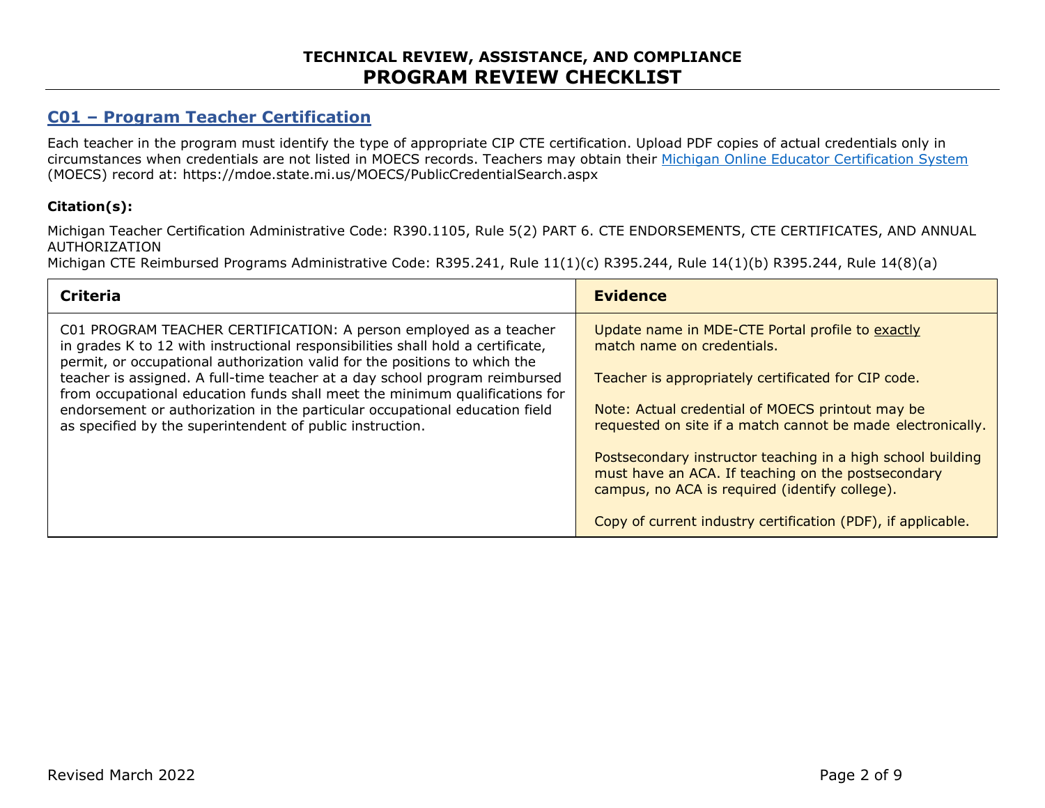## C01 – Program Teacher Certification

Each teacher in the program must identify the type of appropriate CIP CTE certification. Upload PDF copies of actual credentials only in circumstances when credentials are not listed in MOECS records. Teachers may obtain their Michigan Online Educator Certification System (MOECS) record at: https://mdoe.state.mi.us/MOECS/PublicCredentialSearch.aspx

**Citation(s):**

Michigan Teacher Certification Administrative Code: R390.1105, Rule 5(2) PART 6. CTE ENDORSEMENTS, CTE CERTIFICATES, AND ANNUAL AUTHORIZATION
Michigan CTE Reimbursed Programs Administrative Code: R395.241, Rule 11(1)(c) R395.244, Rule 14(1)(b) R395.244, Rule 14(8)(a)

| Criteria | Evidence |
|---|---|
| C01 PROGRAM TEACHER CERTIFICATION: A person employed as a teacher in grades K to 12 with instructional responsibilities shall hold a certificate, permit, or occupational authorization valid for the positions to which the teacher is assigned. A full-time teacher at a day school program reimbursed from occupational education funds shall meet the minimum qualifications for endorsement or authorization in the particular occupational education field as specified by the superintendent of public instruction. | Update name in MDE-CTE Portal profile to exactly match name on credentials.<br><br>Teacher is appropriately certificated for CIP code.<br><br>Note: Actual credential of MOECS printout may be requested on site if a match cannot be made electronically.<br><br>Postsecondary instructor teaching in a high school building must have an ACA. If teaching on the postsecondary campus, no ACA is required (identify college).<br><br>Copy of current industry certification (PDF), if applicable. |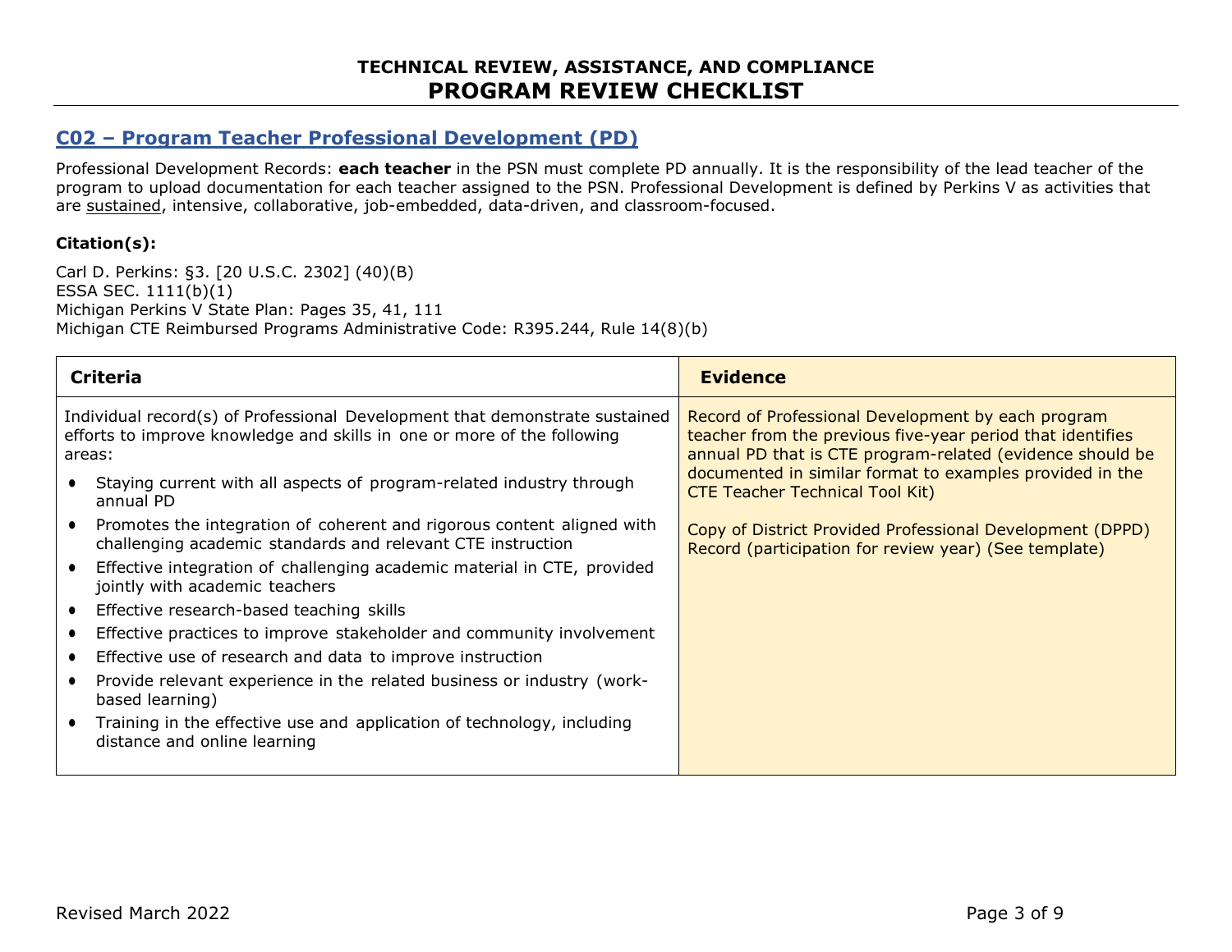## C02 – Program Teacher Professional Development (PD)

Professional Development Records: **each teacher** in the PSN must complete PD annually. It is the responsibility of the lead teacher of the program to upload documentation for each teacher assigned to the PSN. Professional Development is defined by Perkins V as activities that are sustained, intensive, collaborative, job-embedded, data-driven, and classroom-focused.

**Citation(s):**

Carl D. Perkins: §3. [20 U.S.C. 2302] (40)(B)
ESSA SEC. 1111(b)(1)
Michigan Perkins V State Plan: Pages 35, 41, 111
Michigan CTE Reimbursed Programs Administrative Code: R395.244, Rule 14(8)(b)

| Criteria | Evidence |
| --- | --- |
| Individual record(s) of Professional Development that demonstrate sustained efforts to improve knowledge and skills in one or more of the following areas:<br>• Staying current with all aspects of program-related industry through annual PD<br>• Promotes the integration of coherent and rigorous content aligned with challenging academic standards and relevant CTE instruction<br>• Effective integration of challenging academic material in CTE, provided jointly with academic teachers<br>• Effective research-based teaching skills<br>• Effective practices to improve stakeholder and community involvement<br>• Effective use of research and data to improve instruction<br>• Provide relevant experience in the related business or industry (work-based learning)<br>• Training in the effective use and application of technology, including distance and online learning | Record of Professional Development by each program teacher from the previous five-year period that identifies annual PD that is CTE program-related (evidence should be documented in similar format to examples provided in the CTE Teacher Technical Tool Kit)<br><br>Copy of District Provided Professional Development (DPPD) Record (participation for review year) (See template) |

Revised March 2022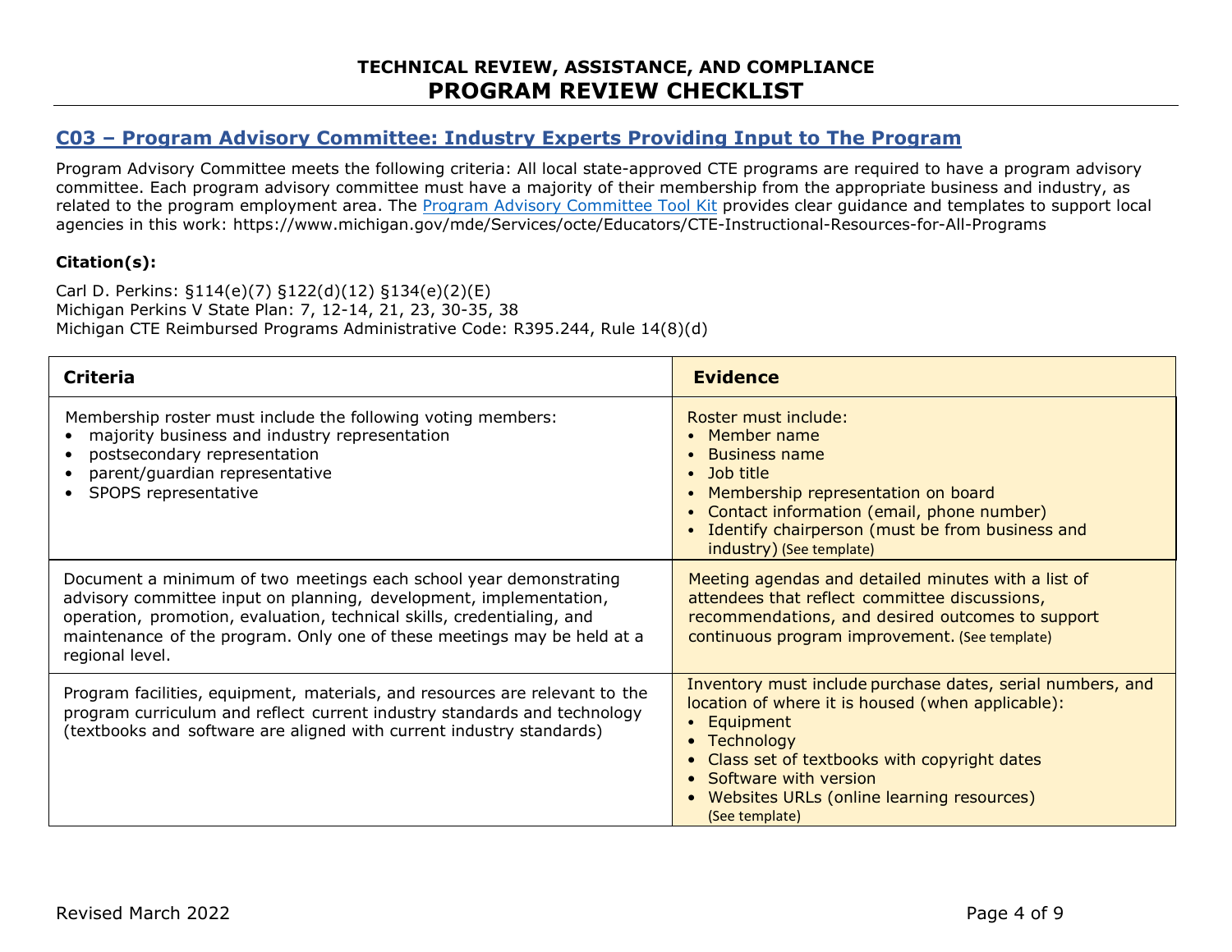# TECHNICAL REVIEW, ASSISTANCE, AND COMPLIANCE
# PROGRAM REVIEW CHECKLIST

## C03 – Program Advisory Committee: Industry Experts Providing Input to The Program

Program Advisory Committee meets the following criteria: All local state-approved CTE programs are required to have a program advisory committee. Each program advisory committee must have a majority of their membership from the appropriate business and industry, as related to the program employment area. The Program Advisory Committee Tool Kit provides clear guidance and templates to support local agencies in this work: https://www.michigan.gov/mde/Services/octe/Educators/CTE-Instructional-Resources-for-All-Programs

**Citation(s):**

Carl D. Perkins: §114(e)(7) §122(d)(12) §134(e)(2)(E)
Michigan Perkins V State Plan: 7, 12-14, 21, 23, 30-35, 38
Michigan CTE Reimbursed Programs Administrative Code: R395.244, Rule 14(8)(d)

| Criteria | Evidence |
|---|---|
| Membership roster must include the following voting members:<br>• majority business and industry representation<br>• postsecondary representation<br>• parent/guardian representative<br>• SPOPS representative | Roster must include:<br>• Member name<br>• Business name<br>• Job title<br>• Membership representation on board<br>• Contact information (email, phone number)<br>• Identify chairperson (must be from business and industry) (See template) |
| Document a minimum of two meetings each school year demonstrating advisory committee input on planning, development, implementation, operation, promotion, evaluation, technical skills, credentialing, and maintenance of the program. Only one of these meetings may be held at a regional level. | Meeting agendas and detailed minutes with a list of attendees that reflect committee discussions, recommendations, and desired outcomes to support continuous program improvement. (See template) |
| Program facilities, equipment, materials, and resources are relevant to the program curriculum and reflect current industry standards and technology (textbooks and software are aligned with current industry standards) | Inventory must include purchase dates, serial numbers, and location of where it is housed (when applicable):<br>• Equipment<br>• Technology<br>• Class set of textbooks with copyright dates<br>• Software with version<br>• Websites URLs (online learning resources) (See template) |

Revised March 2022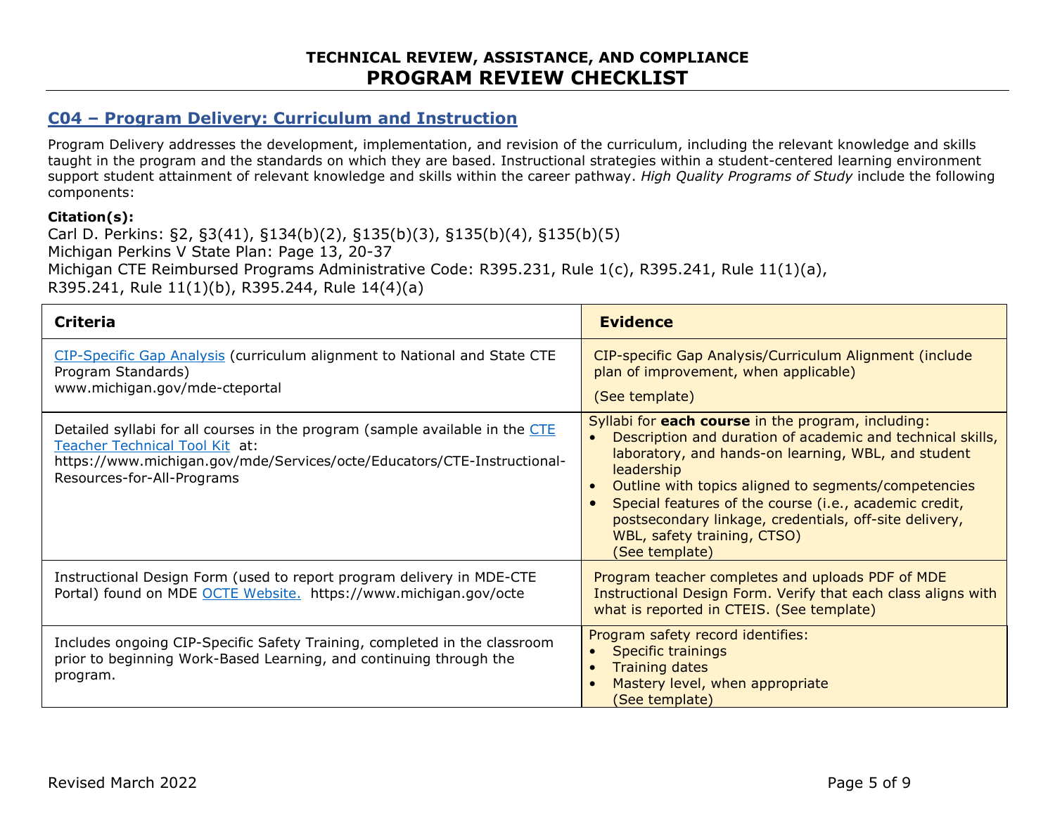# TECHNICAL REVIEW, ASSISTANCE, AND COMPLIANCE
# PROGRAM REVIEW CHECKLIST

## C04 – Program Delivery: Curriculum and Instruction

Program Delivery addresses the development, implementation, and revision of the curriculum, including the relevant knowledge and skills taught in the program and the standards on which they are based. Instructional strategies within a student-centered learning environment support student attainment of relevant knowledge and skills within the career pathway. *High Quality Programs of Study* include the following components:

**Citation(s):**
Carl D. Perkins: §2, §3(41), §134(b)(2), §135(b)(3), §135(b)(4), §135(b)(5)
Michigan Perkins V State Plan: Page 13, 20-37
Michigan CTE Reimbursed Programs Administrative Code: R395.231, Rule 1(c), R395.241, Rule 11(1)(a), R395.241, Rule 11(1)(b), R395.244, Rule 14(4)(a)

| Criteria | Evidence |
|---|---|
| CIP-Specific Gap Analysis (curriculum alignment to National and State CTE Program Standards)<br>www.michigan.gov/mde-cteportal | CIP-specific Gap Analysis/Curriculum Alignment (include plan of improvement, when applicable)<br>(See template) |
| Detailed syllabi for all courses in the program (sample available in the CTE Teacher Technical Tool Kit at: https://www.michigan.gov/mde/Services/octe/Educators/CTE-Instructional-Resources-for-All-Programs | Syllabi for **each course** in the program, including:<br>• Description and duration of academic and technical skills, laboratory, and hands-on learning, WBL, and student leadership<br>• Outline with topics aligned to segments/competencies<br>• Special features of the course (i.e., academic credit, postsecondary linkage, credentials, off-site delivery, WBL, safety training, CTSO)<br>(See template) |
| Instructional Design Form (used to report program delivery in MDE-CTE Portal) found on MDE OCTE Website. https://www.michigan.gov/octe | Program teacher completes and uploads PDF of MDE Instructional Design Form. Verify that each class aligns with what is reported in CTEIS. (See template) |
| Includes ongoing CIP-Specific Safety Training, completed in the classroom prior to beginning Work-Based Learning, and continuing through the program. | Program safety record identifies:<br>• Specific trainings<br>• Training dates<br>• Mastery level, when appropriate<br>(See template) |

Revised March 2022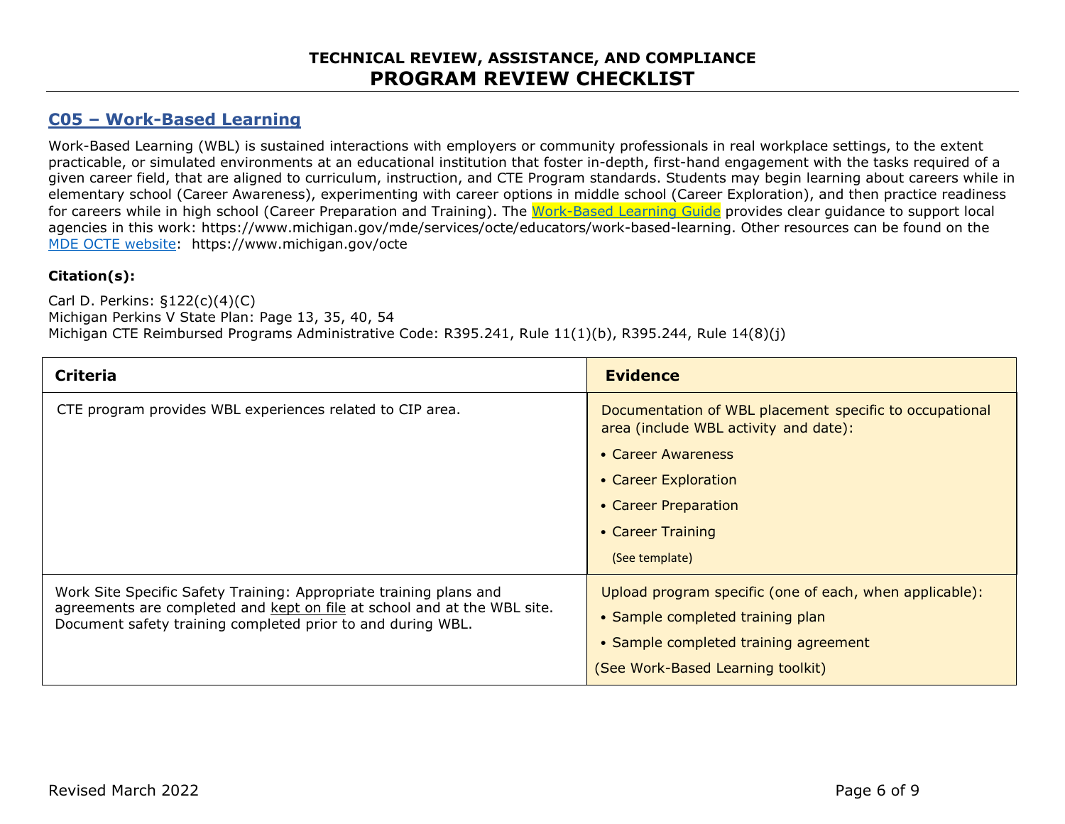**TECHNICAL REVIEW, ASSISTANCE, AND COMPLIANCE**
# PROGRAM REVIEW CHECKLIST

## C05 – Work-Based Learning

Work-Based Learning (WBL) is sustained interactions with employers or community professionals in real workplace settings, to the extent practicable, or simulated environments at an educational institution that foster in-depth, first-hand engagement with the tasks required of a given career field, that are aligned to curriculum, instruction, and CTE Program standards. Students may begin learning about careers while in elementary school (Career Awareness), experimenting with career options in middle school (Career Exploration), and then practice readiness for careers while in high school (Career Preparation and Training). The Work-Based Learning Guide provides clear guidance to support local agencies in this work: https://www.michigan.gov/mde/services/octe/educators/work-based-learning. Other resources can be found on the MDE OCTE website: https://www.michigan.gov/octe

**Citation(s):**

Carl D. Perkins: §122(c)(4)(C)
Michigan Perkins V State Plan: Page 13, 35, 40, 54
Michigan CTE Reimbursed Programs Administrative Code: R395.241, Rule 11(1)(b), R395.244, Rule 14(8)(j)

| Criteria | Evidence |
|---|---|
| CTE program provides WBL experiences related to CIP area. | Documentation of WBL placement specific to occupational area (include WBL activity and date):<br>• Career Awareness<br>• Career Exploration<br>• Career Preparation<br>• Career Training<br>(See template) |
| Work Site Specific Safety Training: Appropriate training plans and agreements are completed and kept on file at school and at the WBL site. Document safety training completed prior to and during WBL. | Upload program specific (one of each, when applicable):<br>• Sample completed training plan<br>• Sample completed training agreement<br>(See Work-Based Learning toolkit) |

Revised March 2022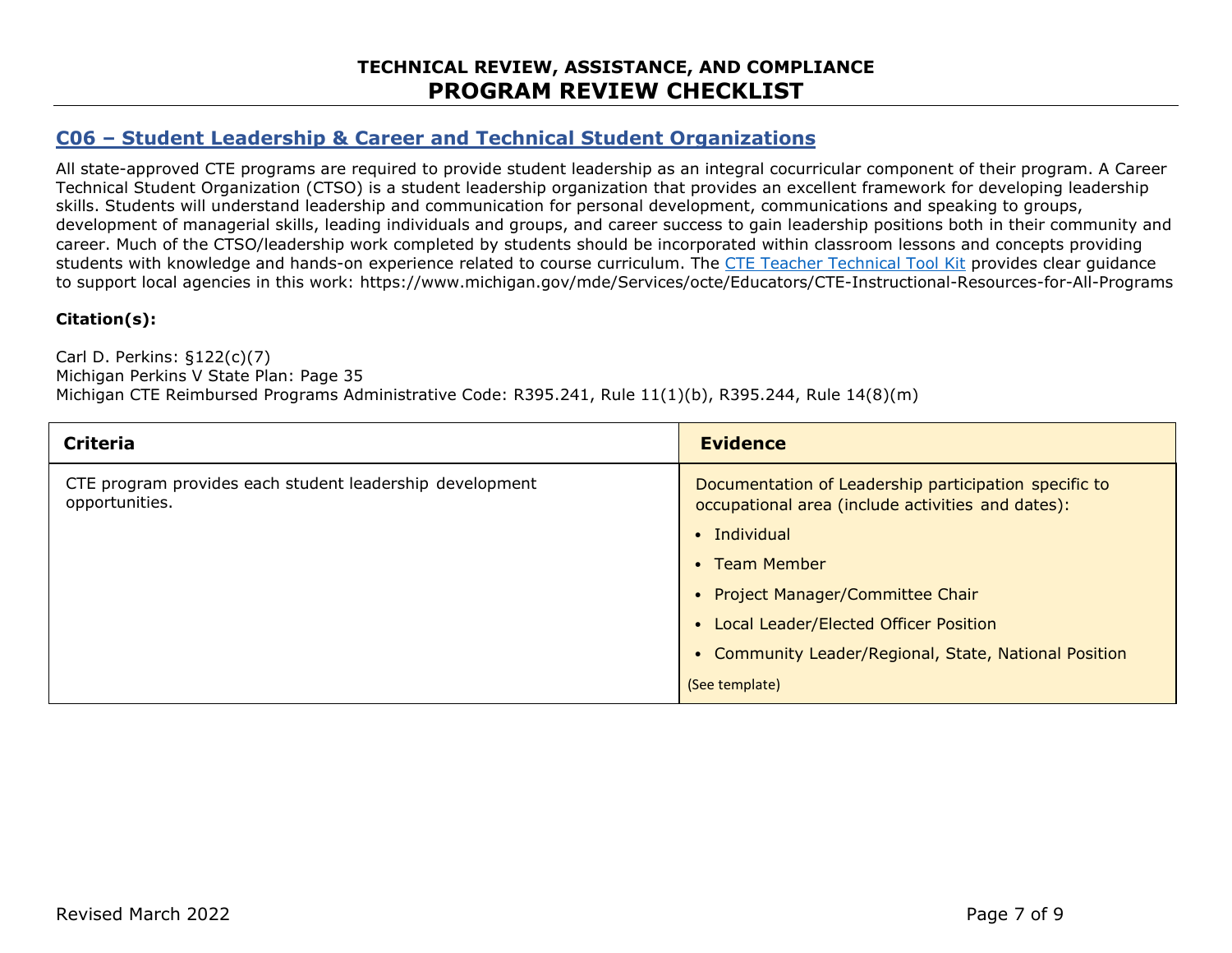## TECHNICAL REVIEW, ASSISTANCE, AND COMPLIANCE
# PROGRAM REVIEW CHECKLIST

## C06 – Student Leadership & Career and Technical Student Organizations

All state-approved CTE programs are required to provide student leadership as an integral cocurricular component of their program. A Career Technical Student Organization (CTSO) is a student leadership organization that provides an excellent framework for developing leadership skills. Students will understand leadership and communication for personal development, communications and speaking to groups, development of managerial skills, leading individuals and groups, and career success to gain leadership positions both in their community and career. Much of the CTSO/leadership work completed by students should be incorporated within classroom lessons and concepts providing students with knowledge and hands-on experience related to course curriculum. The CTE Teacher Technical Tool Kit provides clear guidance to support local agencies in this work: https://www.michigan.gov/mde/Services/octe/Educators/CTE-Instructional-Resources-for-All-Programs

**Citation(s):**

Carl D. Perkins: §122(c)(7)
Michigan Perkins V State Plan: Page 35
Michigan CTE Reimbursed Programs Administrative Code: R395.241, Rule 11(1)(b), R395.244, Rule 14(8)(m)

| Criteria | Evidence |
|---|---|
| CTE program provides each student leadership development opportunities. | Documentation of Leadership participation specific to occupational area (include activities and dates):<br>• Individual<br>• Team Member<br>• Project Manager/Committee Chair<br>• Local Leader/Elected Officer Position<br>• Community Leader/Regional, State, National Position<br>(See template) |

Revised March 2022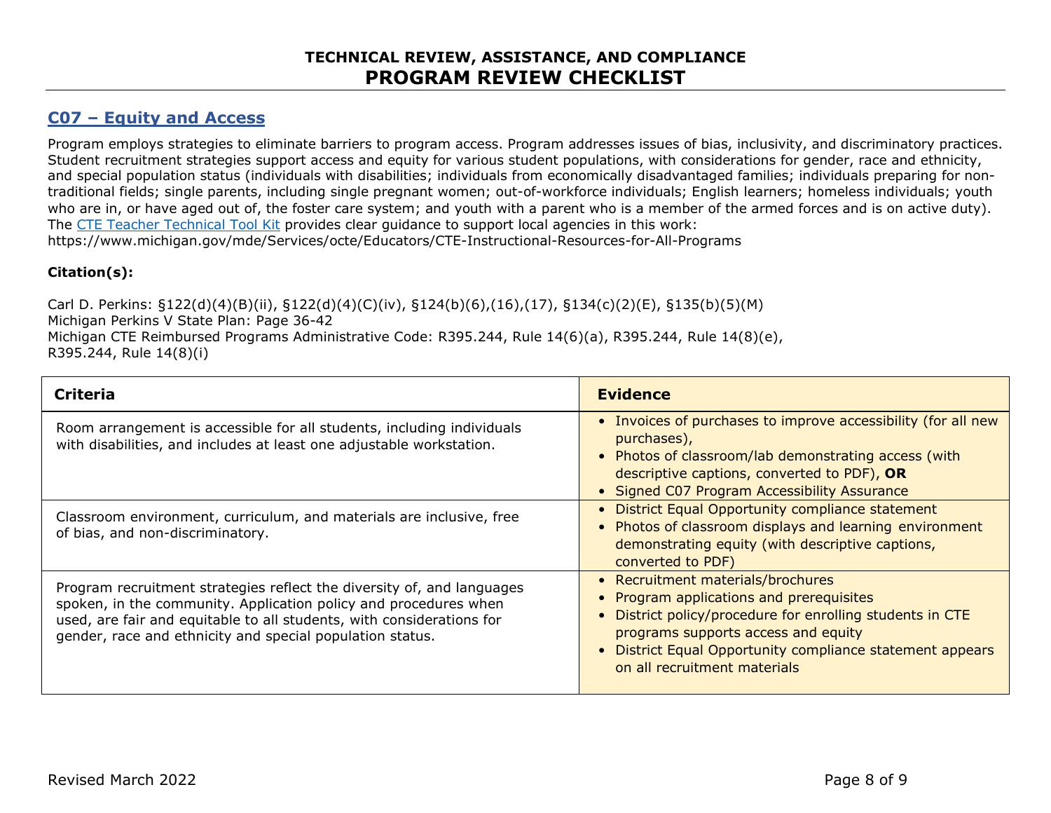**TECHNICAL REVIEW, ASSISTANCE, AND COMPLIANCE**
# PROGRAM REVIEW CHECKLIST

## C07 – Equity and Access

Program employs strategies to eliminate barriers to program access. Program addresses issues of bias, inclusivity, and discriminatory practices. Student recruitment strategies support access and equity for various student populations, with considerations for gender, race and ethnicity, and special population status (individuals with disabilities; individuals from economically disadvantaged families; individuals preparing for non-traditional fields; single parents, including single pregnant women; out-of-workforce individuals; English learners; homeless individuals; youth who are in, or have aged out of, the foster care system; and youth with a parent who is a member of the armed forces and is on active duty). The CTE Teacher Technical Tool Kit provides clear guidance to support local agencies in this work: https://www.michigan.gov/mde/Services/octe/Educators/CTE-Instructional-Resources-for-All-Programs

**Citation(s):**

Carl D. Perkins: §122(d)(4)(B)(ii), §122(d)(4)(C)(iv), §124(b)(6),(16),(17), §134(c)(2)(E), §135(b)(5)(M)
Michigan Perkins V State Plan: Page 36-42
Michigan CTE Reimbursed Programs Administrative Code: R395.244, Rule 14(6)(a), R395.244, Rule 14(8)(e), R395.244, Rule 14(8)(i)

| Criteria | Evidence |
|---|---|
| Room arrangement is accessible for all students, including individuals with disabilities, and includes at least one adjustable workstation. | • Invoices of purchases to improve accessibility (for all new purchases),<br>• Photos of classroom/lab demonstrating access (with descriptive captions, converted to PDF), **OR**<br>• Signed C07 Program Accessibility Assurance |
| Classroom environment, curriculum, and materials are inclusive, free of bias, and non-discriminatory. | • District Equal Opportunity compliance statement<br>• Photos of classroom displays and learning environment demonstrating equity (with descriptive captions, converted to PDF) |
| Program recruitment strategies reflect the diversity of, and languages spoken, in the community. Application policy and procedures when used, are fair and equitable to all students, with considerations for gender, race and ethnicity and special population status. | • Recruitment materials/brochures<br>• Program applications and prerequisites<br>• District policy/procedure for enrolling students in CTE programs supports access and equity<br>• District Equal Opportunity compliance statement appears on all recruitment materials |

Revised March 2022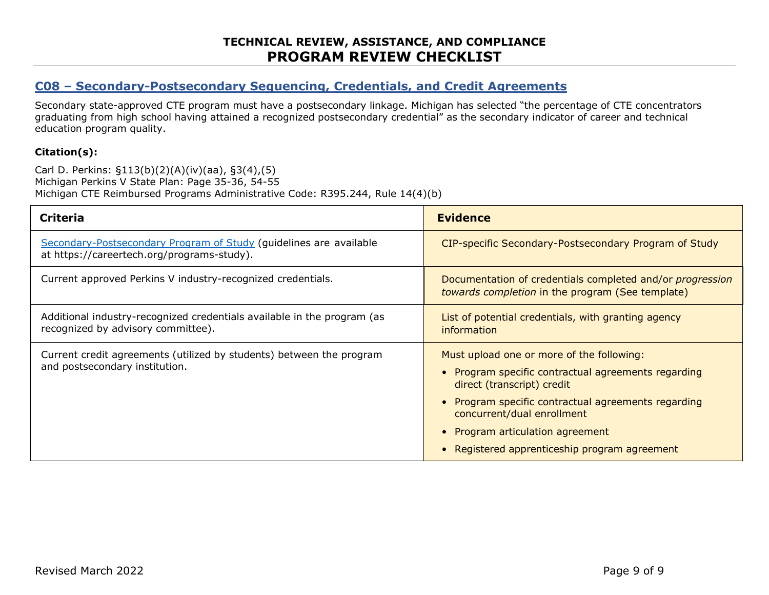## C08 – Secondary-Postsecondary Sequencing, Credentials, and Credit Agreements

Secondary state-approved CTE program must have a postsecondary linkage. Michigan has selected "the percentage of CTE concentrators graduating from high school having attained a recognized postsecondary credential" as the secondary indicator of career and technical education program quality.

**Citation(s):**

Carl D. Perkins: §113(b)(2)(A)(iv)(aa), §3(4),(5)
Michigan Perkins V State Plan: Page 35-36, 54-55
Michigan CTE Reimbursed Programs Administrative Code: R395.244, Rule 14(4)(b)

| Criteria | Evidence |
|---|---|
| Secondary-Postsecondary Program of Study (guidelines are available at https://careertech.org/programs-study). | CIP-specific Secondary-Postsecondary Program of Study |
| Current approved Perkins V industry-recognized credentials. | Documentation of credentials completed and/or *progression towards completion* in the program (See template) |
| Additional industry-recognized credentials available in the program (as recognized by advisory committee). | List of potential credentials, with granting agency information |
| Current credit agreements (utilized by students) between the program and postsecondary institution. | Must upload one or more of the following:<br>• Program specific contractual agreements regarding direct (transcript) credit<br>• Program specific contractual agreements regarding concurrent/dual enrollment<br>• Program articulation agreement<br>• Registered apprenticeship program agreement |